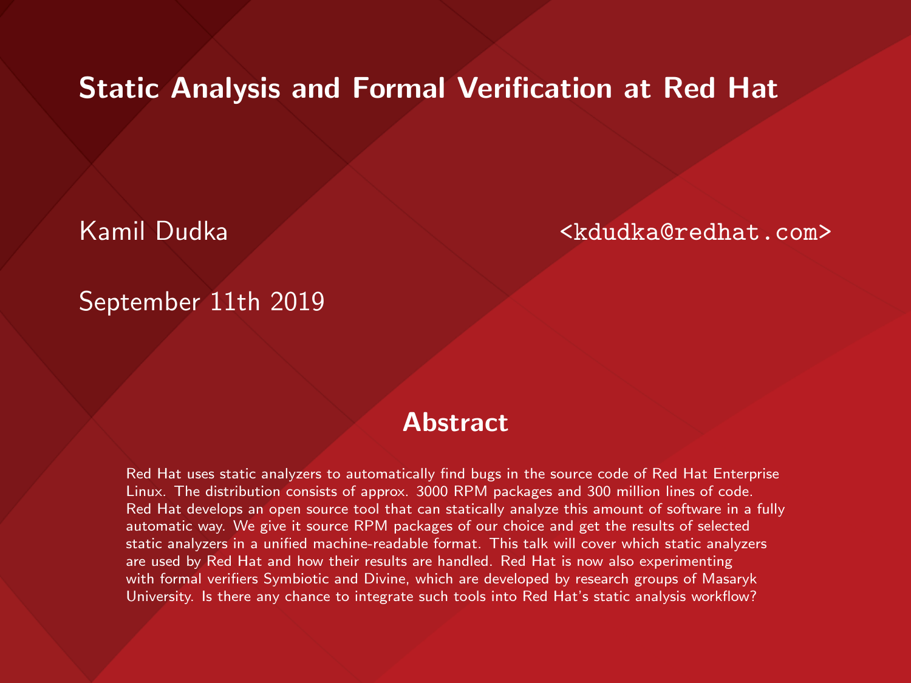# Static Analysis and Formal Verification at Red Hat

Kamil Dudka <kdudka@redhat.com>

September 11th 2019

## Abstract

Red Hat uses static analyzers to automatically find bugs in the source code of Red Hat Enterprise Linux. The distribution consists of approx. 3000 RPM packages and 300 million lines of code. Red Hat develops an open source tool that can statically analyze this amount of software in a fully automatic way. We give it source RPM packages of our choice and get the results of selected static analyzers in a unified machine-readable format. This talk will cover which static analyzers are used by Red Hat and how their results are handled. Red Hat is now also experimenting with formal verifiers Symbiotic and Divine, which are developed by research groups of Masaryk University. Is there any chance to integrate such tools into Red Hat's static analysis workflow?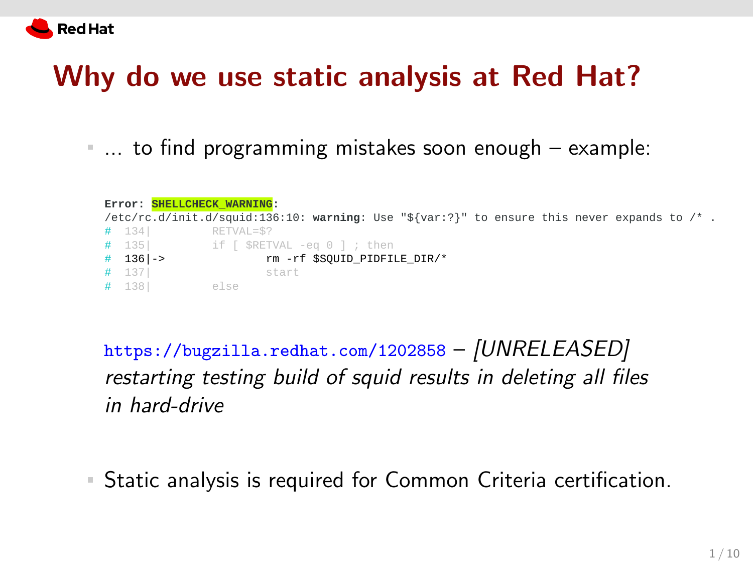# Why do we use static analysis at Red Hat?

- … to find programming mistakes soon enough – example:

```
Error: SHELLCHECK_WARNING:
/etc/rc.d/init.d/squid:136:10: warning: Use "${var:?}" to ensure this never expands to /* .
#  134|         RETVAL=$?
#  135|         if [ $RETVAL -eq 0 ] ; then
#  136|->               rm -rf $SQUID_PIDFILE_DIR/*
#  137|                 start
#  138|         else
```

https://bugzilla.redhat.com/1202858 – *[UNRELEASED] restarting testing build of squid results in deleting all files in hard-drive*

- Static analysis is required for Common Criteria certification.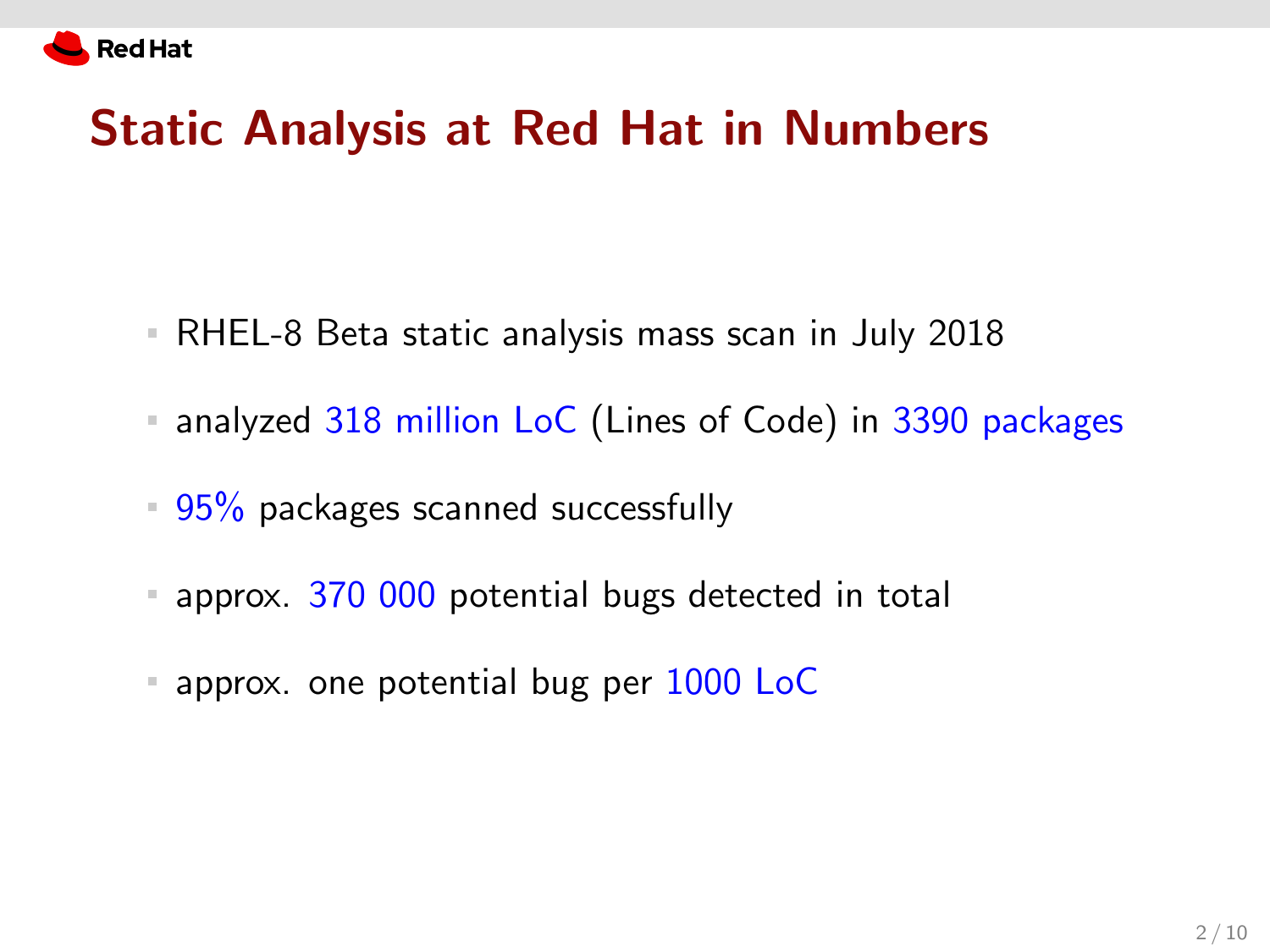# Static Analysis at Red Hat in Numbers

- RHEL-8 Beta static analysis mass scan in July 2018
- analyzed 318 million LoC (Lines of Code) in 3390 packages
- 95% packages scanned successfully
- approx. 370 000 potential bugs detected in total
- approx. one potential bug per 1000 LoC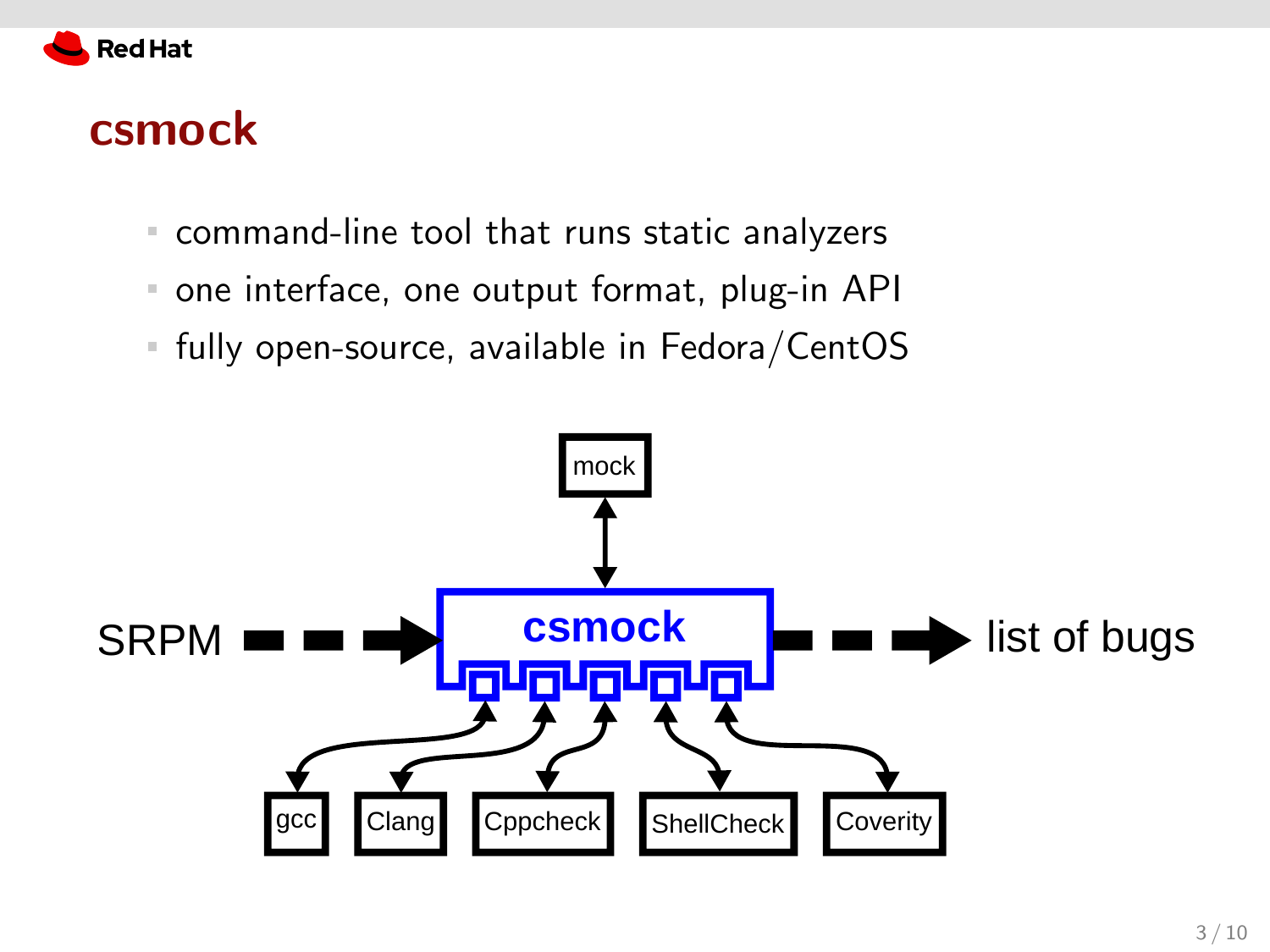# csmock

- command-line tool that runs static analyzers
- one interface, one output format, plug-in API
- fully open-source, available in Fedora/CentOS

mock

SRPM → **csmock** → list of bugs

gcc, Clang, Cppcheck, ShellCheck, Coverity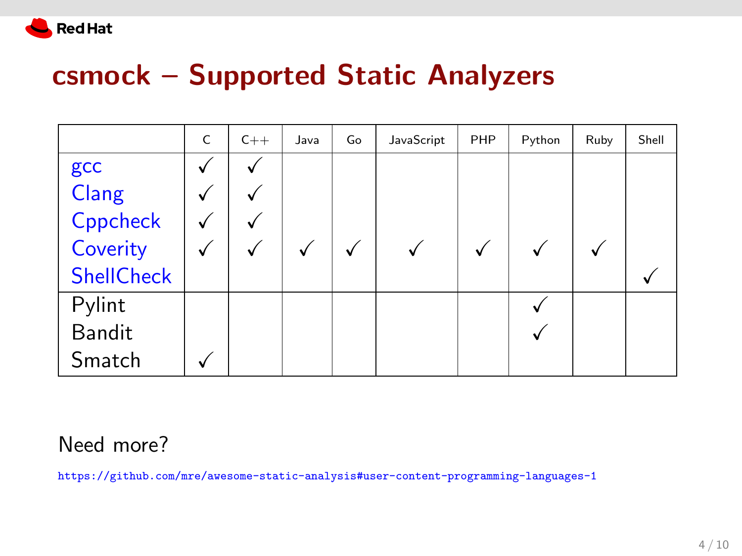# csmock – Supported Static Analyzers

| | C | C++ | Java | Go | JavaScript | PHP | Python | Ruby | Shell |
|---|---|---|---|---|---|---|---|---|---|
| gcc | ✓ | ✓ | | | | | | | |
| Clang | ✓ | ✓ | | | | | | | |
| Cppcheck | ✓ | ✓ | | | | | | | |
| Coverity | ✓ | ✓ | ✓ | ✓ | ✓ | ✓ | ✓ | ✓ | |
| ShellCheck | | | | | | | | | ✓ |
| Pylint | | | | | | | ✓ | | |
| Bandit | | | | | | | ✓ | | |
| Smatch | ✓ | | | | | | | | |

Need more?

https://github.com/mre/awesome-static-analysis#user-content-programming-languages-1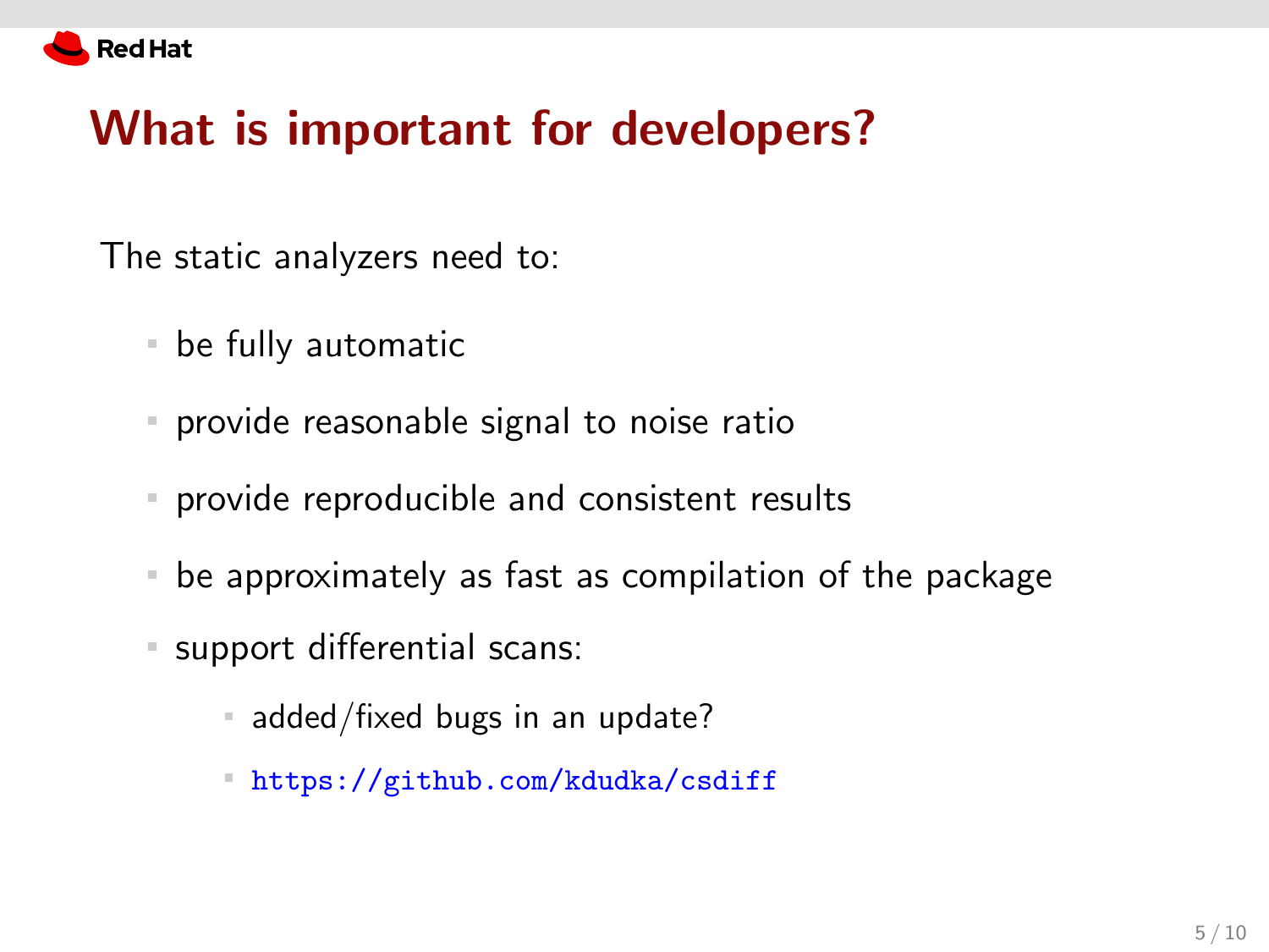# What is important for developers?

The static analyzers need to:

- be fully automatic
- provide reasonable signal to noise ratio
- provide reproducible and consistent results
- be approximately as fast as compilation of the package
- support differential scans:
  - added/fixed bugs in an update?
  - https://github.com/kdudka/csdiff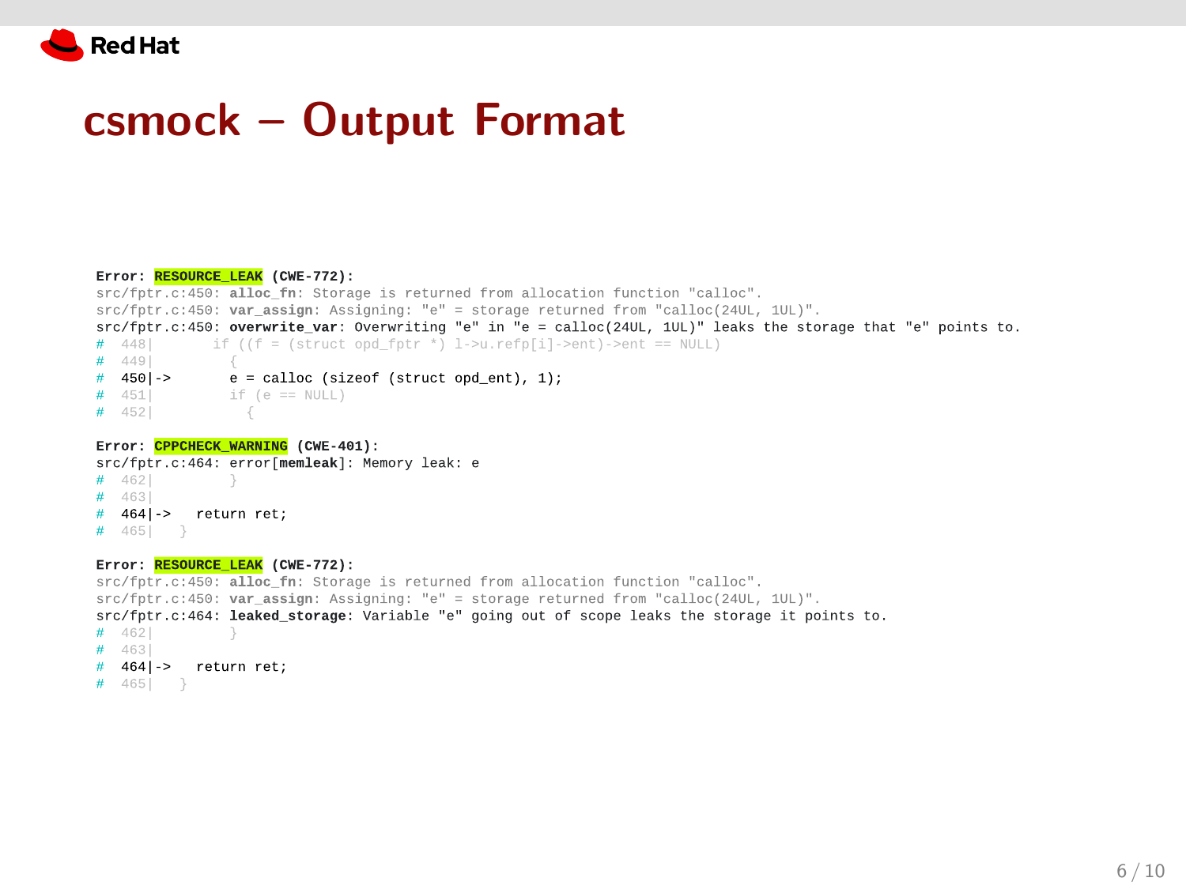# csmock – Output Format

```
Error: RESOURCE_LEAK (CWE-772):
src/fptr.c:450: alloc_fn: Storage is returned from allocation function "calloc".
src/fptr.c:450: var_assign: Assigning: "e" = storage returned from "calloc(24UL, 1UL)".
src/fptr.c:450: overwrite_var: Overwriting "e" in "e = calloc(24UL, 1UL)" leaks the storage that "e" points to.
#  448|       if ((f = (struct opd_fptr *) l->u.refp[i]->ent)->ent == NULL)
#  449|         {
#  450|->       e = calloc (sizeof (struct opd_ent), 1);
#  451|         if (e == NULL)
#  452|           {

Error: CPPCHECK_WARNING (CWE-401):
src/fptr.c:464: error[memleak]: Memory leak: e
#  462|         }
#  463|
#  464|->   return ret;
#  465|   }

Error: RESOURCE_LEAK (CWE-772):
src/fptr.c:450: alloc_fn: Storage is returned from allocation function "calloc".
src/fptr.c:450: var_assign: Assigning: "e" = storage returned from "calloc(24UL, 1UL)".
src/fptr.c:464: leaked_storage: Variable "e" going out of scope leaks the storage it points to.
#  462|         }
#  463|
#  464|->   return ret;
#  465|   }
```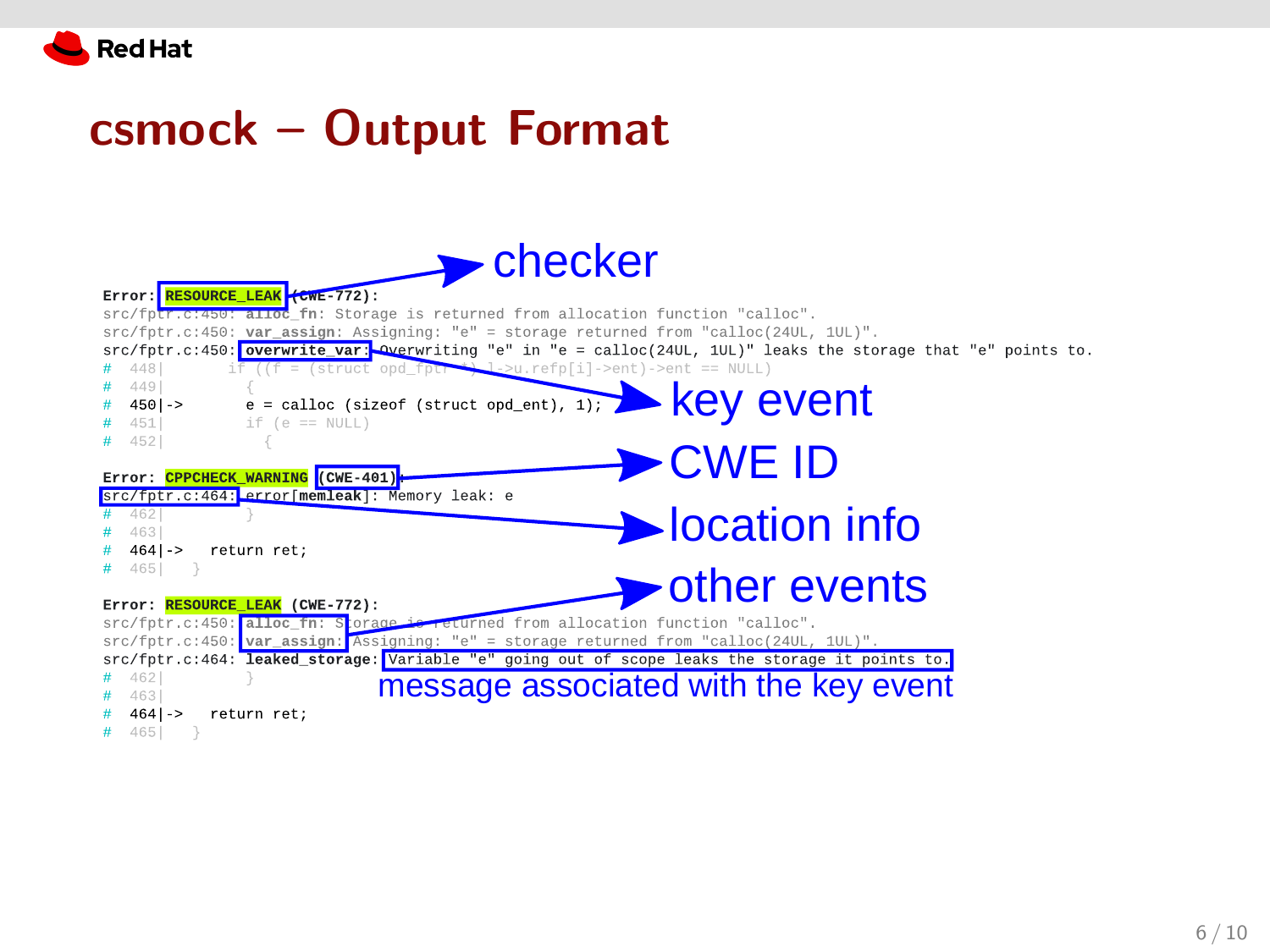# csmock – Output Format

```
Error: RESOURCE_LEAK (CWE-772):
src/fptr.c:450: alloc_fn: Storage is returned from allocation function "calloc".
src/fptr.c:450: var_assign: Assigning: "e" = storage returned from "calloc(24UL, 1UL)".
src/fptr.c:450: overwrite_var: Overwriting "e" in "e = calloc(24UL, 1UL)" leaks the storage that "e" points to.
#  448|       if ((f = (struct opd_fptr *) l->u.refp[i]->ent)->ent == NULL)
#  449|         {
#  450|->         e = calloc (sizeof (struct opd_ent), 1);
#  451|           if (e == NULL)
#  452|             {

Error: CPPCHECK_WARNING (CWE-401):
src/fptr.c:464: error[memleak]: Memory leak: e
#  462|       }
#  463|
#  464|->    return ret;
#  465|    }

Error: RESOURCE_LEAK (CWE-772):
src/fptr.c:450: alloc_fn: Storage is returned from allocation function "calloc".
src/fptr.c:450: var_assign: Assigning: "e" = storage returned from "calloc(24UL, 1UL)".
src/fptr.c:464: leaked_storage: Variable "e" going out of scope leaks the storage it points to.
#  462|       }
#  463|
#  464|->    return ret;
#  465|    }
```

Annotations:
- checker → RESOURCE_LEAK
- key event → overwrite_var
- CWE ID → (CWE-401)
- location info → src/fptr.c:464:
- other events → alloc_fn, var_assign
- message associated with the key event → Variable "e" going out of scope leaks the storage it points to.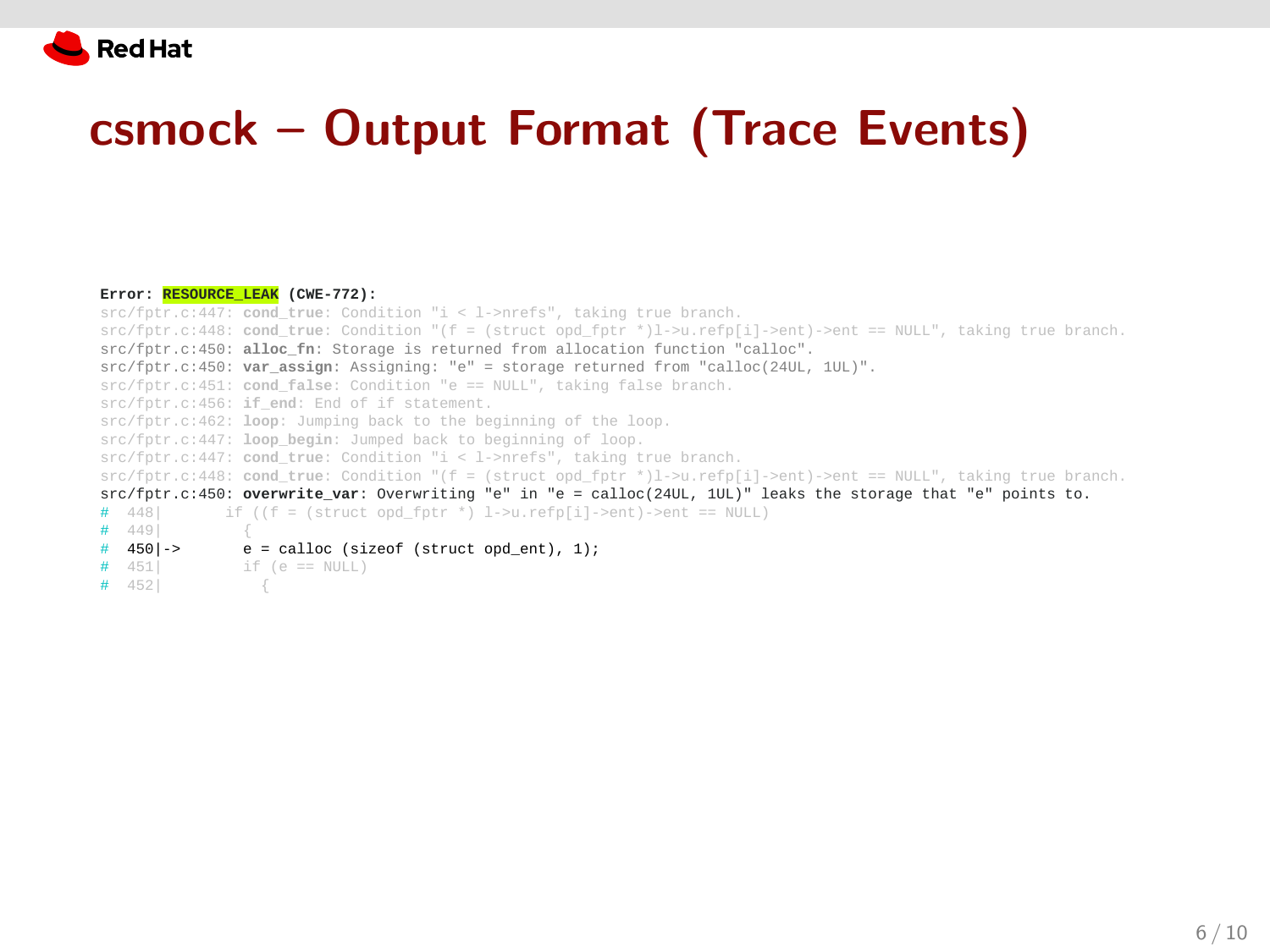# csmock – Output Format (Trace Events)

```
Error: RESOURCE_LEAK (CWE-772):
src/fptr.c:447: cond_true: Condition "i < l->nrefs", taking true branch.
src/fptr.c:448: cond_true: Condition "(f = (struct opd_fptr *)l->u.refp[i]->ent)->ent == NULL", taking true branch.
src/fptr.c:450: alloc_fn: Storage is returned from allocation function "calloc".
src/fptr.c:450: var_assign: Assigning: "e" = storage returned from "calloc(24UL, 1UL)".
src/fptr.c:451: cond_false: Condition "e == NULL", taking false branch.
src/fptr.c:456: if_end: End of if statement.
src/fptr.c:462: loop: Jumping back to the beginning of the loop.
src/fptr.c:447: loop_begin: Jumped back to beginning of loop.
src/fptr.c:447: cond_true: Condition "i < l->nrefs", taking true branch.
src/fptr.c:448: cond_true: Condition "(f = (struct opd_fptr *)l->u.refp[i]->ent)->ent == NULL", taking true branch.
src/fptr.c:450: overwrite_var: Overwriting "e" in "e = calloc(24UL, 1UL)" leaks the storage that "e" points to.
#  448|       if ((f = (struct opd_fptr *) l->u.refp[i]->ent)->ent == NULL)
#  449|         {
#  450|->       e = calloc (sizeof (struct opd_ent), 1);
#  451|         if (e == NULL)
#  452|           {
```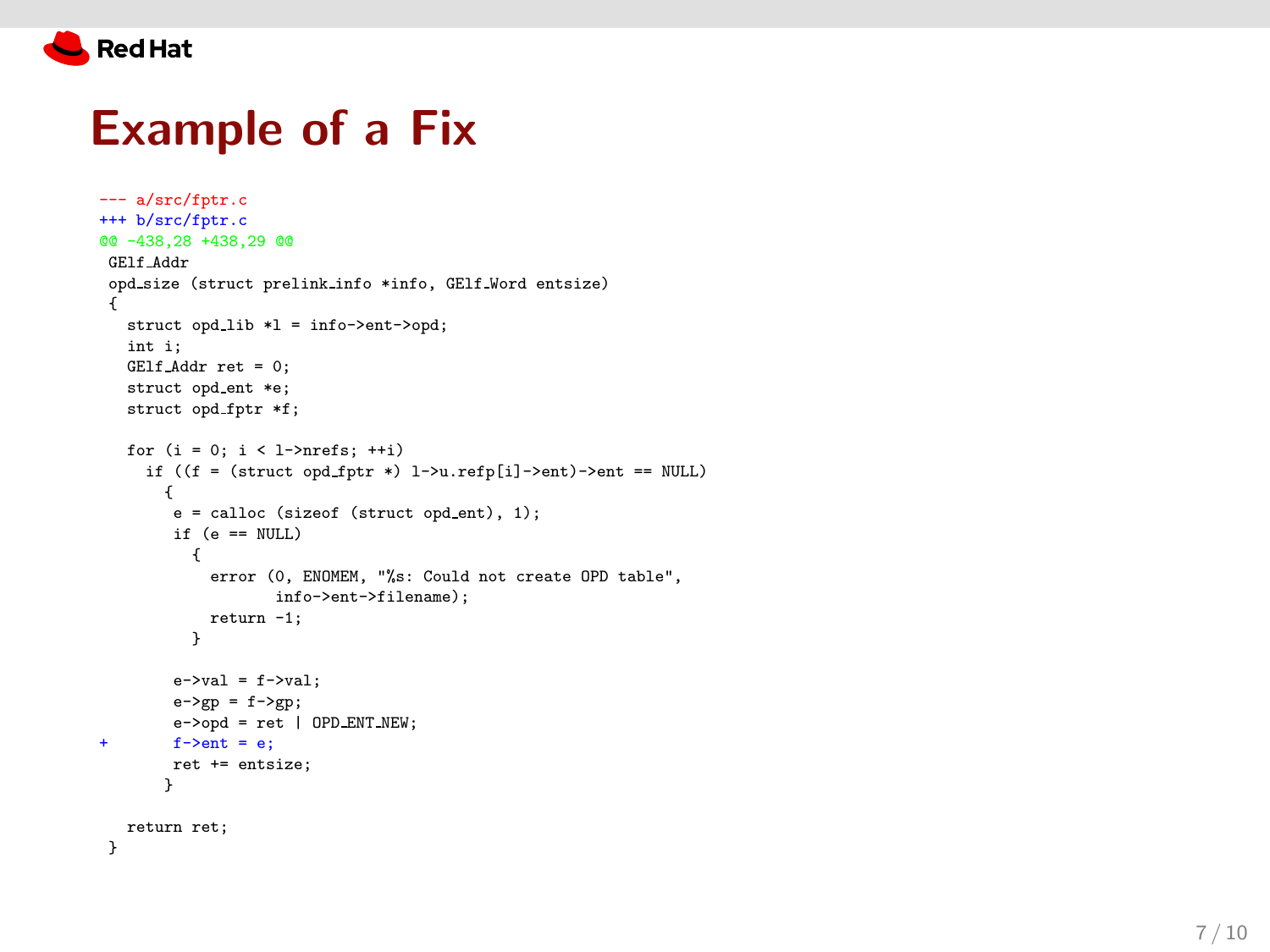# Example of a Fix

```diff
--- a/src/fptr.c
+++ b/src/fptr.c
@@ -438,28 +438,29 @@
 GElf_Addr
 opd_size (struct prelink_info *info, GElf_Word entsize)
 {
   struct opd_lib *l = info->ent->opd;
   int i;
   GElf_Addr ret = 0;
   struct opd_ent *e;
   struct opd_fptr *f;

   for (i = 0; i < l->nrefs; ++i)
     if ((f = (struct opd_fptr *) l->u.refp[i]->ent)->ent == NULL)
       {
        e = calloc (sizeof (struct opd_ent), 1);
        if (e == NULL)
          {
            error (0, ENOMEM, "%s: Could not create OPD table",
                   info->ent->filename);
            return -1;
          }

        e->val = f->val;
        e->gp = f->gp;
        e->opd = ret | OPD_ENT_NEW;
+       f->ent = e;
        ret += entsize;
       }

   return ret;
 }
```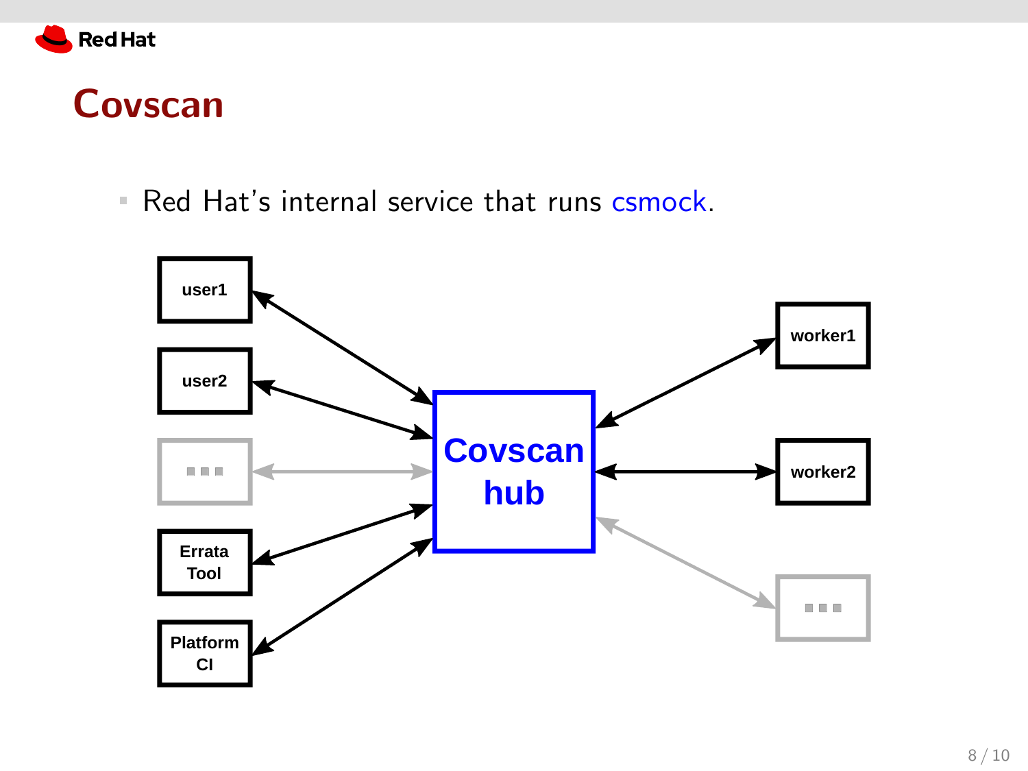# Covscan

- Red Hat's internal service that runs csmock.

user1
user2
...
Errata Tool
Platform CI

Covscan hub

worker1
worker2
...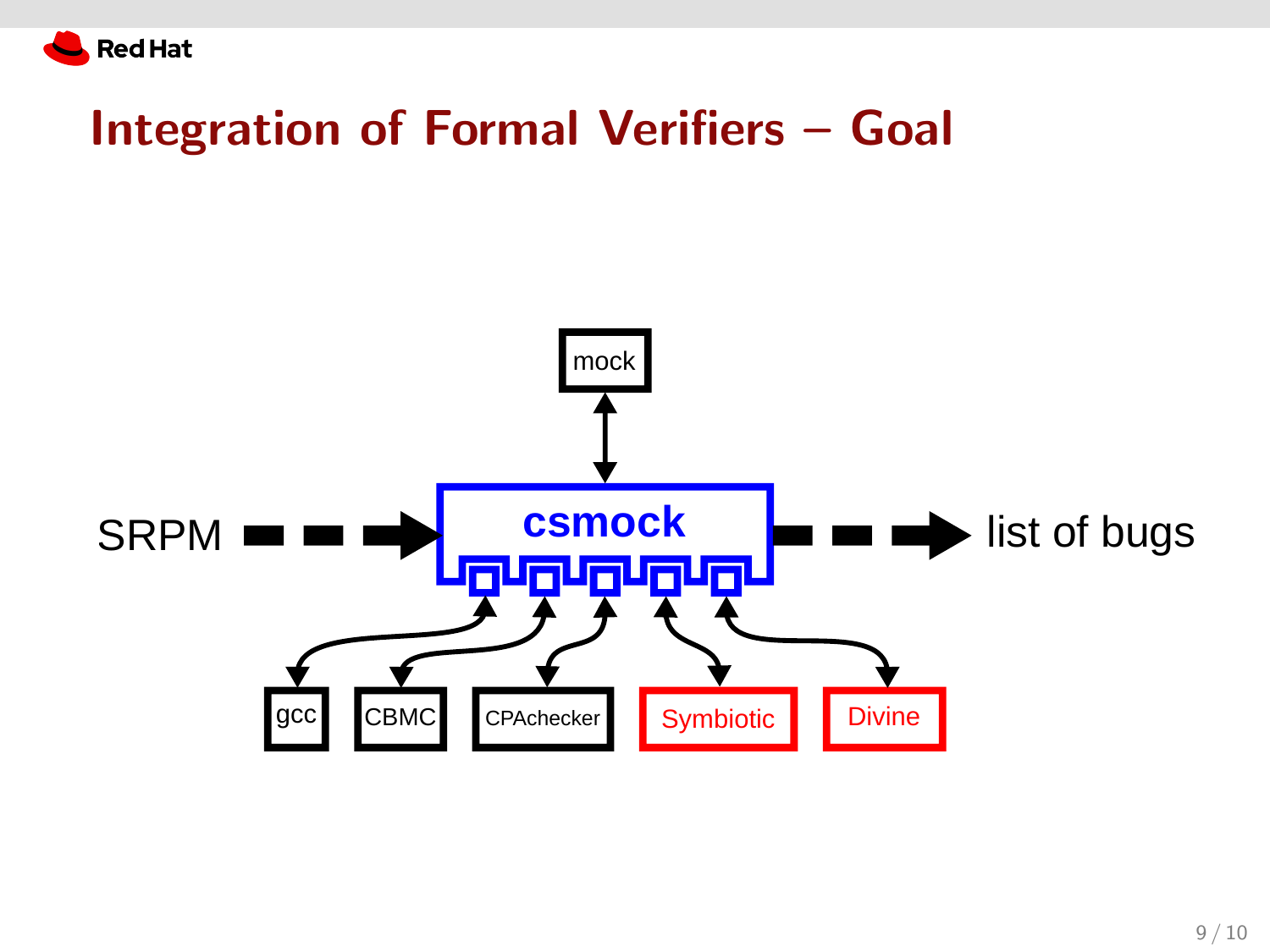# Integration of Formal Verifiers – Goal

SRPM → csmock → list of bugs

mock

gcc, CBMC, CPAchecker, Symbiotic, Divine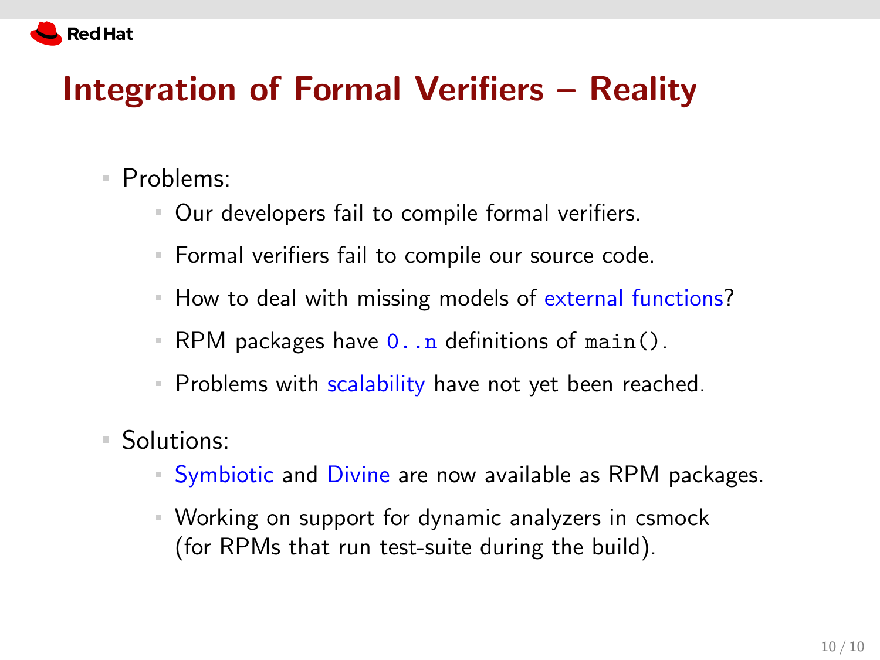# Integration of Formal Verifiers – Reality

- Problems:
  - Our developers fail to compile formal verifiers.
  - Formal verifiers fail to compile our source code.
  - How to deal with missing models of external functions?
  - RPM packages have `0..n` definitions of `main()`.
  - Problems with scalability have not yet been reached.
- Solutions:
  - Symbiotic and Divine are now available as RPM packages.
  - Working on support for dynamic analyzers in csmock (for RPMs that run test-suite during the build).